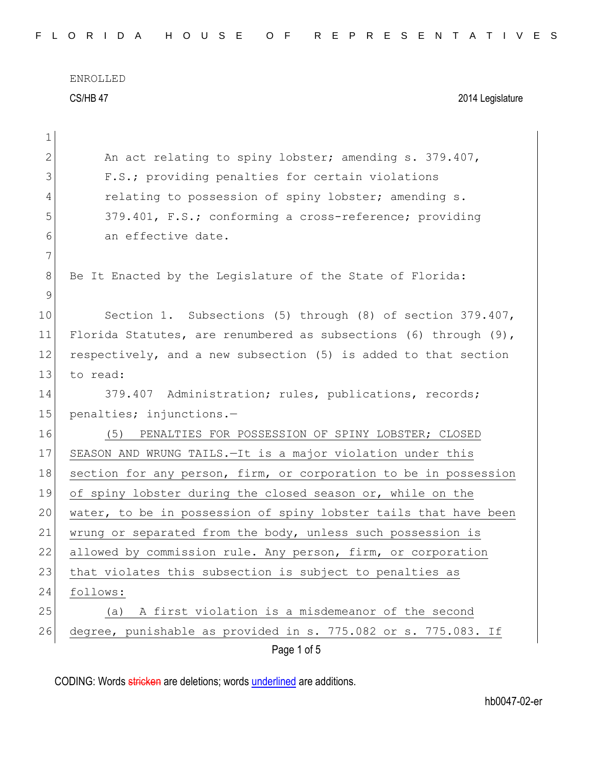ENROLLED

CS/HB 47 2014 Legislature

An act relating to spiny lobster; amending s. 379.407, F.S.; providing penalties for certain violations relating to possession of spiny lobster; amending s. 379.401, F.S.; conforming a cross-reference; providing an effective date.

Be It Enacted by the Legislature of the State of Florida:

Section 1. Subsections (5) through (8) of section 379.407, Florida Statutes, are renumbered as subsections (6) through (9), respectively, and a new subsection (5) is added to that section to read:

379.407 Administration; rules, publications, records; penalties; injunctions.—

(5) PENALTIES FOR POSSESSION OF SPINY LOBSTER; CLOSED SEASON AND WRUNG TAILS.—It is a major violation under this section for any person, firm, or corporation to be in possession of spiny lobster during the closed season or, while on the water, to be in possession of spiny lobster tails that have been wrung or separated from the body, unless such possession is allowed by commission rule. Any person, firm, or corporation that violates this subsection is subject to penalties as follows:

(a) A first violation is a misdemeanor of the second degree, punishable as provided in s. 775.082 or s. 775.083. If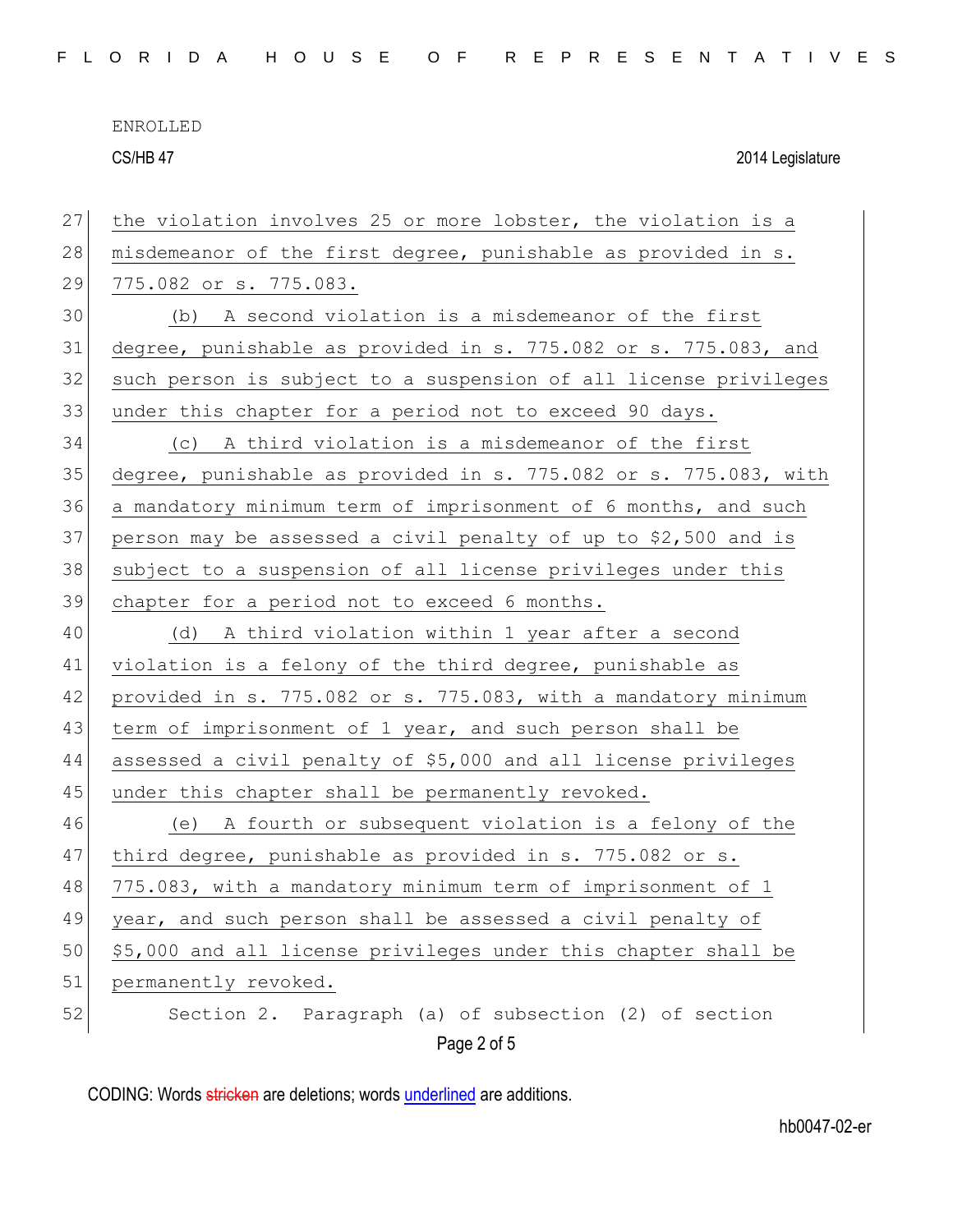ENROLLED

CS/HB 47 2014 Legislature

the violation involves 25 or more lobster, the violation is a misdemeanor of the first degree, punishable as provided in s. 775.082 or s. 775.083.

(b) A second violation is a misdemeanor of the first degree, punishable as provided in s. 775.082 or s. 775.083, and such person is subject to a suspension of all license privileges under this chapter for a period not to exceed 90 days.

(c) A third violation is a misdemeanor of the first degree, punishable as provided in s. 775.082 or s. 775.083, with a mandatory minimum term of imprisonment of 6 months, and such person may be assessed a civil penalty of up to $2,500 and is subject to a suspension of all license privileges under this chapter for a period not to exceed 6 months.

(d) A third violation within 1 year after a second violation is a felony of the third degree, punishable as provided in s. 775.082 or s. 775.083, with a mandatory minimum term of imprisonment of 1 year, and such person shall be assessed a civil penalty of $5,000 and all license privileges under this chapter shall be permanently revoked.

(e) A fourth or subsequent violation is a felony of the third degree, punishable as provided in s. 775.082 or s. 775.083, with a mandatory minimum term of imprisonment of 1 year, and such person shall be assessed a civil penalty of $5,000 and all license privileges under this chapter shall be permanently revoked.

Section 2. Paragraph (a) of subsection (2) of section

CODING: Words stricken are deletions; words underlined are additions.

hb0047-02-er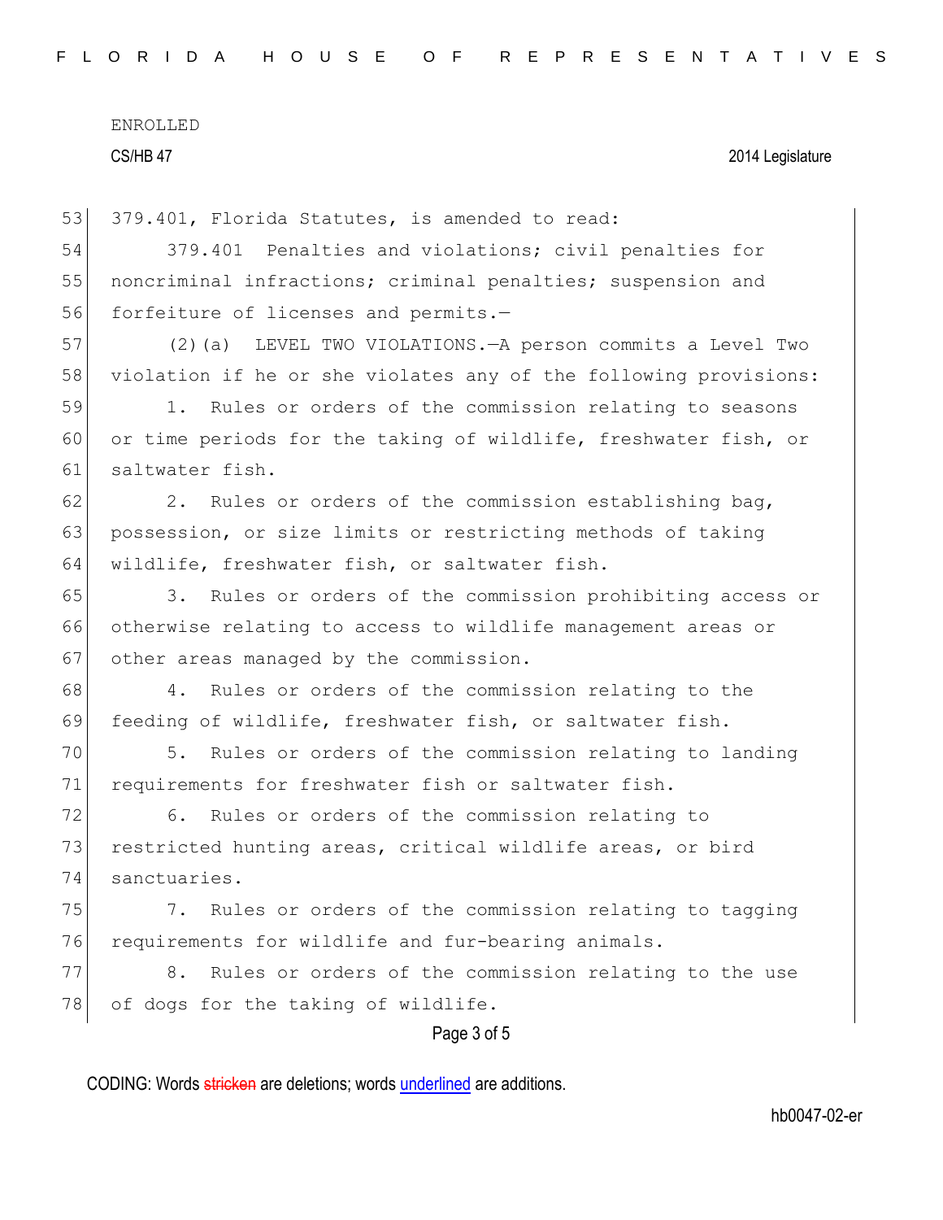379.401, Florida Statutes, is amended to read:

379.401 Penalties and violations; civil penalties for noncriminal infractions; criminal penalties; suspension and forfeiture of licenses and permits.—

(2)(a) LEVEL TWO VIOLATIONS.—A person commits a Level Two violation if he or she violates any of the following provisions:

1. Rules or orders of the commission relating to seasons or time periods for the taking of wildlife, freshwater fish, or saltwater fish.

2. Rules or orders of the commission establishing bag, possession, or size limits or restricting methods of taking wildlife, freshwater fish, or saltwater fish.

3. Rules or orders of the commission prohibiting access or otherwise relating to access to wildlife management areas or other areas managed by the commission.

4. Rules or orders of the commission relating to the feeding of wildlife, freshwater fish, or saltwater fish.

5. Rules or orders of the commission relating to landing requirements for freshwater fish or saltwater fish.

6. Rules or orders of the commission relating to restricted hunting areas, critical wildlife areas, or bird sanctuaries.

7. Rules or orders of the commission relating to tagging requirements for wildlife and fur-bearing animals.

8. Rules or orders of the commission relating to the use of dogs for the taking of wildlife.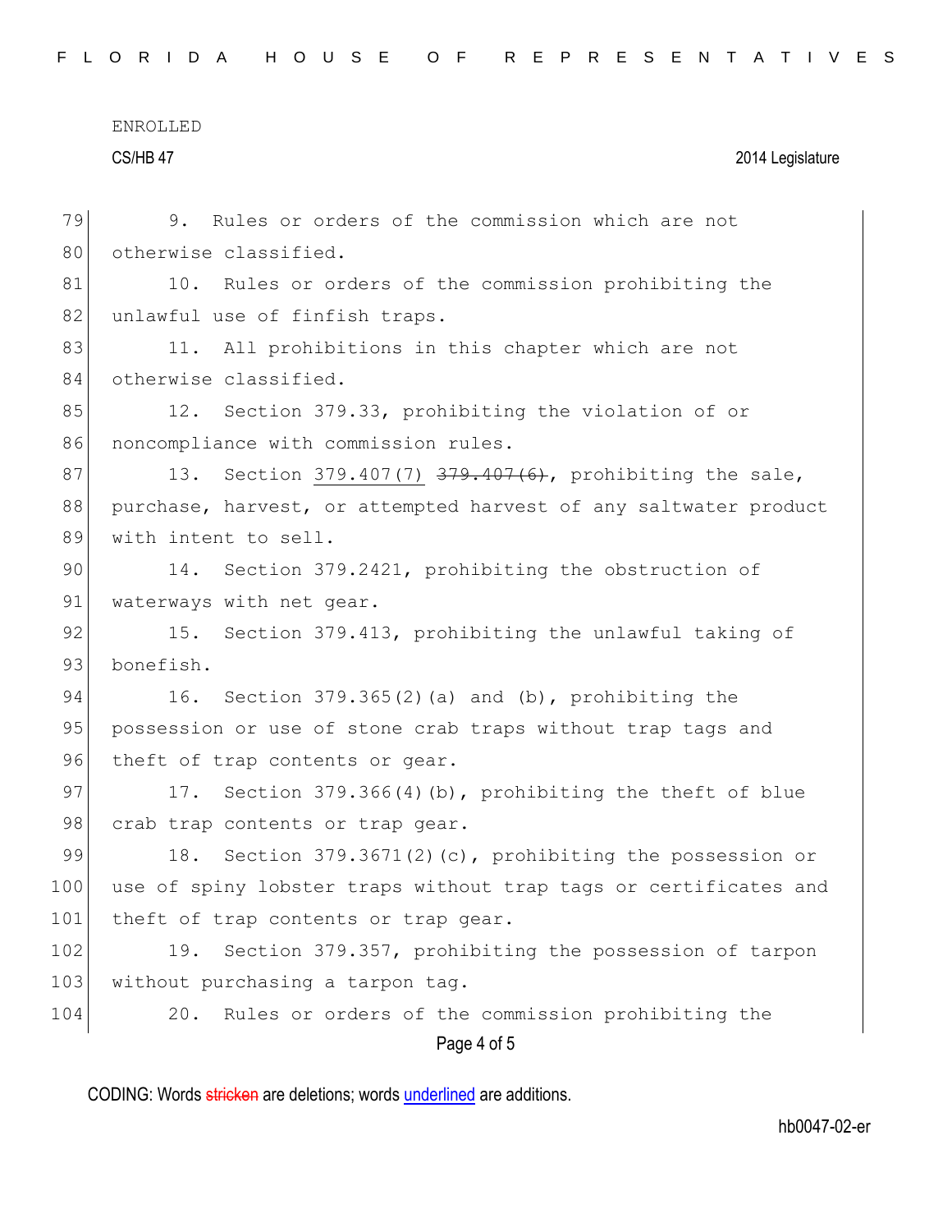9. Rules or orders of the commission which are not otherwise classified.

10. Rules or orders of the commission prohibiting the unlawful use of finfish traps.

11. All prohibitions in this chapter which are not otherwise classified.

12. Section 379.33, prohibiting the violation of or noncompliance with commission rules.

13. Section 379.407(7) ~~379.407(6)~~, prohibiting the sale, purchase, harvest, or attempted harvest of any saltwater product with intent to sell.

14. Section 379.2421, prohibiting the obstruction of waterways with net gear.

15. Section 379.413, prohibiting the unlawful taking of bonefish.

16. Section 379.365(2)(a) and (b), prohibiting the possession or use of stone crab traps without trap tags and theft of trap contents or gear.

17. Section 379.366(4)(b), prohibiting the theft of blue crab trap contents or trap gear.

18. Section 379.3671(2)(c), prohibiting the possession or use of spiny lobster traps without trap tags or certificates and theft of trap contents or trap gear.

19. Section 379.357, prohibiting the possession of tarpon without purchasing a tarpon tag.

20. Rules or orders of the commission prohibiting the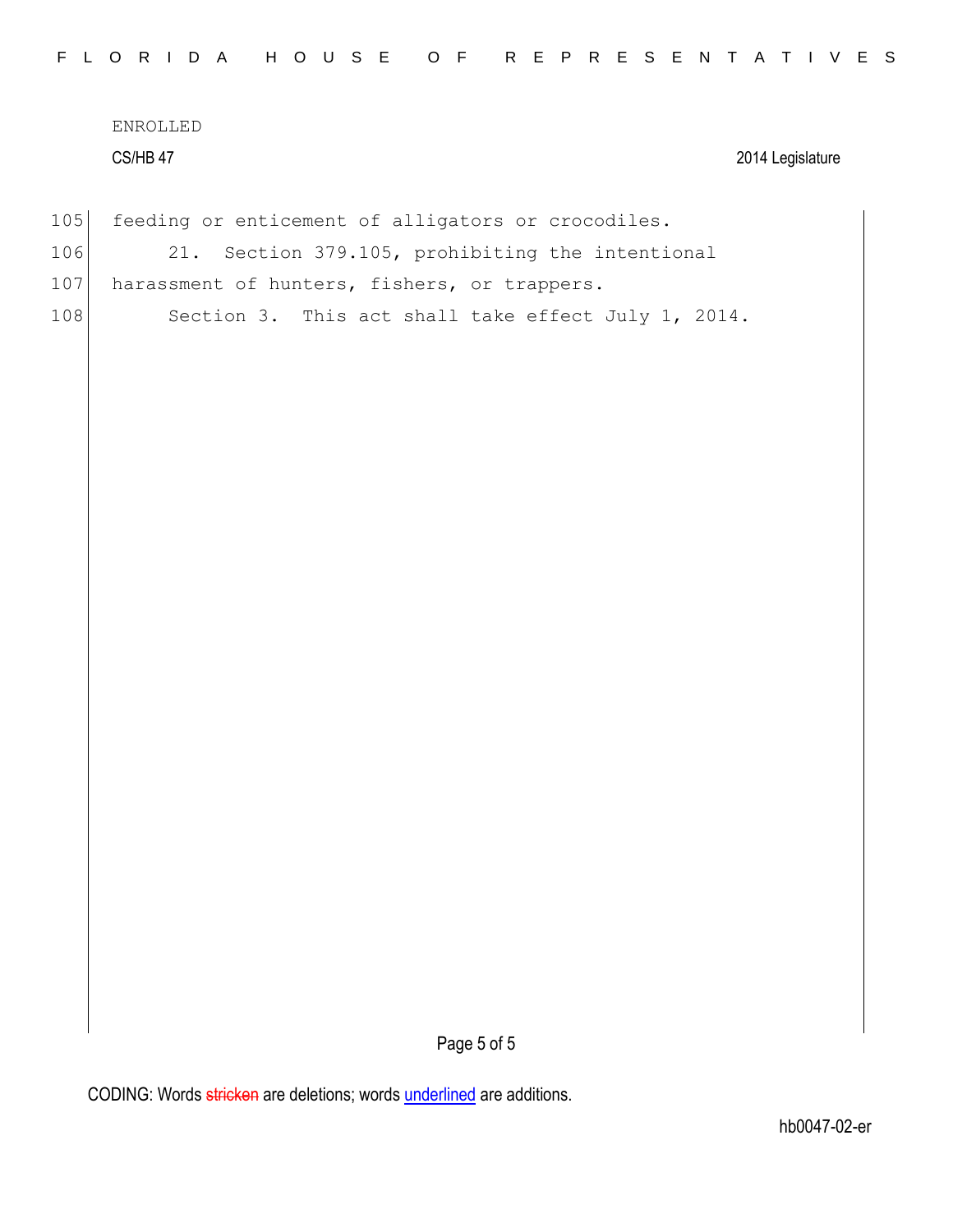feeding or enticement of alligators or crocodiles.

21. Section 379.105, prohibiting the intentional harassment of hunters, fishers, or trappers.

Section 3. This act shall take effect July 1, 2014.